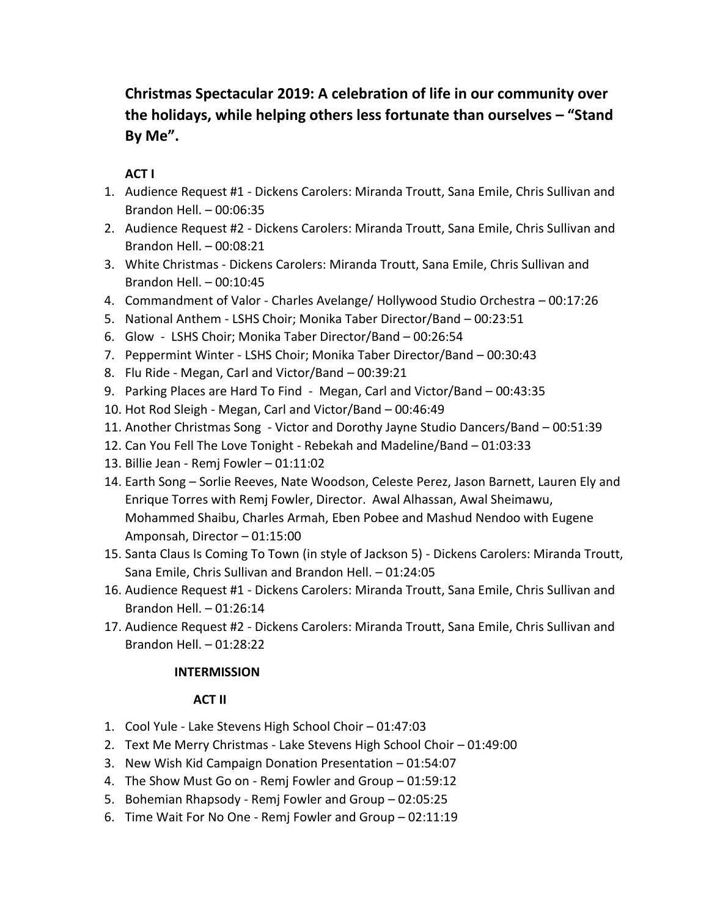**Christmas Spectacular 2019: A celebration of life in our community over the holidays, while helping others less fortunate than ourselves – "Stand By Me".**

**ACT I**

1. Audience Request #1 - Dickens Carolers: Miranda Troutt, Sana Emile, Chris Sullivan and Brandon Hell. – 00:06:35
2. Audience Request #2 - Dickens Carolers: Miranda Troutt, Sana Emile, Chris Sullivan and Brandon Hell. – 00:08:21
3. White Christmas - Dickens Carolers: Miranda Troutt, Sana Emile, Chris Sullivan and Brandon Hell. – 00:10:45
4. Commandment of Valor - Charles Avelange/ Hollywood Studio Orchestra – 00:17:26
5. National Anthem - LSHS Choir; Monika Taber Director/Band – 00:23:51
6. Glow - LSHS Choir; Monika Taber Director/Band – 00:26:54
7. Peppermint Winter - LSHS Choir; Monika Taber Director/Band – 00:30:43
8. Flu Ride - Megan, Carl and Victor/Band – 00:39:21
9. Parking Places are Hard To Find - Megan, Carl and Victor/Band – 00:43:35
10. Hot Rod Sleigh - Megan, Carl and Victor/Band – 00:46:49
11. Another Christmas Song - Victor and Dorothy Jayne Studio Dancers/Band – 00:51:39
12. Can You Fell The Love Tonight - Rebekah and Madeline/Band – 01:03:33
13. Billie Jean - Remj Fowler – 01:11:02
14. Earth Song – Sorlie Reeves, Nate Woodson, Celeste Perez, Jason Barnett, Lauren Ely and Enrique Torres with Remj Fowler, Director. Awal Alhassan, Awal Sheimawu, Mohammed Shaibu, Charles Armah, Eben Pobee and Mashud Nendoo with Eugene Amponsah, Director – 01:15:00
15. Santa Claus Is Coming To Town (in style of Jackson 5) - Dickens Carolers: Miranda Troutt, Sana Emile, Chris Sullivan and Brandon Hell. – 01:24:05
16. Audience Request #1 - Dickens Carolers: Miranda Troutt, Sana Emile, Chris Sullivan and Brandon Hell. – 01:26:14
17. Audience Request #2 - Dickens Carolers: Miranda Troutt, Sana Emile, Chris Sullivan and Brandon Hell. – 01:28:22

**INTERMISSION**

**ACT II**

1. Cool Yule - Lake Stevens High School Choir – 01:47:03
2. Text Me Merry Christmas - Lake Stevens High School Choir – 01:49:00
3. New Wish Kid Campaign Donation Presentation – 01:54:07
4. The Show Must Go on - Remj Fowler and Group – 01:59:12
5. Bohemian Rhapsody - Remj Fowler and Group – 02:05:25
6. Time Wait For No One - Remj Fowler and Group – 02:11:19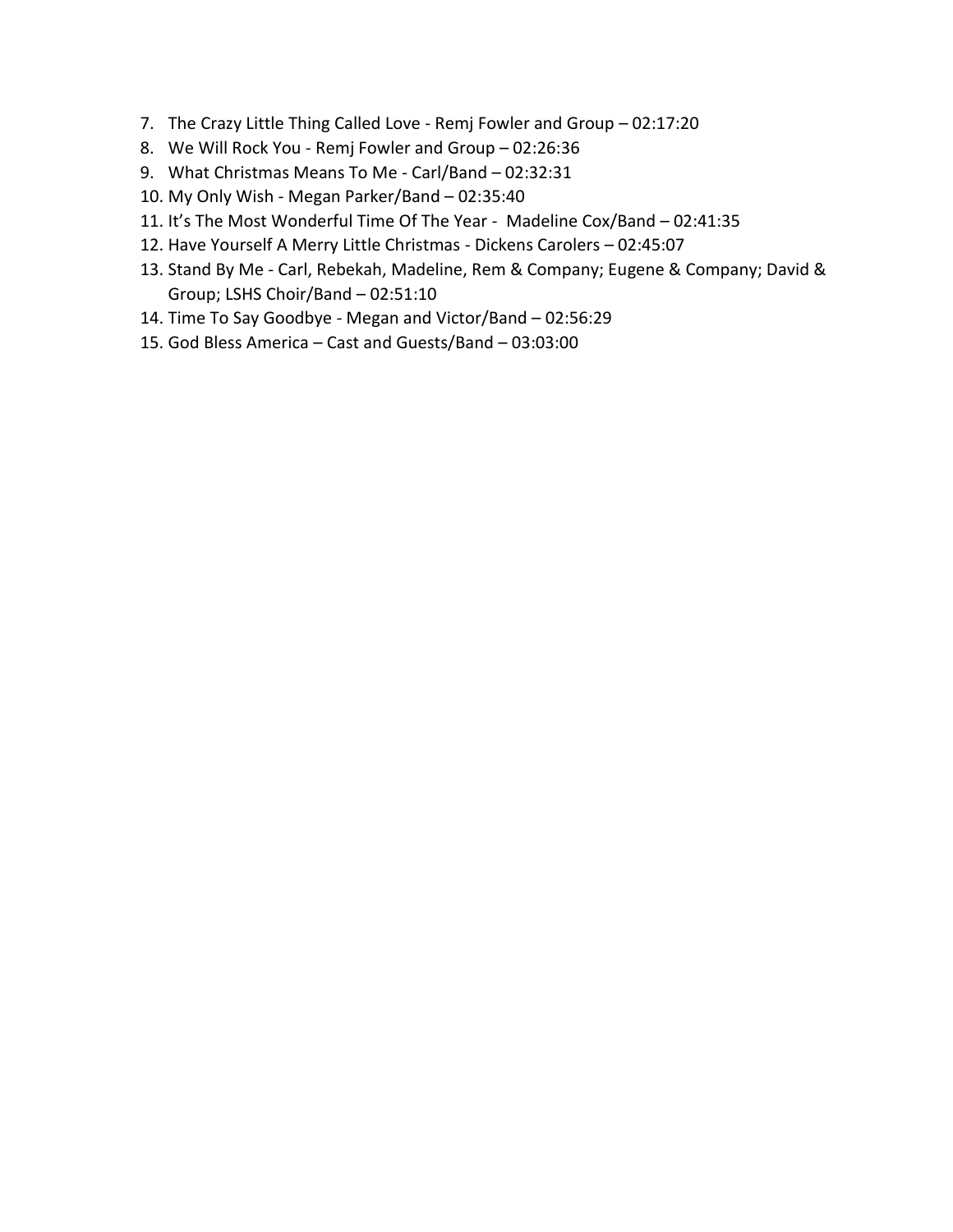7. The Crazy Little Thing Called Love - Remj Fowler and Group – 02:17:20
8. We Will Rock You - Remj Fowler and Group – 02:26:36
9. What Christmas Means To Me - Carl/Band – 02:32:31
10. My Only Wish - Megan Parker/Band – 02:35:40
11. It's The Most Wonderful Time Of The Year - Madeline Cox/Band – 02:41:35
12. Have Yourself A Merry Little Christmas - Dickens Carolers – 02:45:07
13. Stand By Me - Carl, Rebekah, Madeline, Rem & Company; Eugene & Company; David & Group; LSHS Choir/Band – 02:51:10
14. Time To Say Goodbye - Megan and Victor/Band – 02:56:29
15. God Bless America – Cast and Guests/Band – 03:03:00